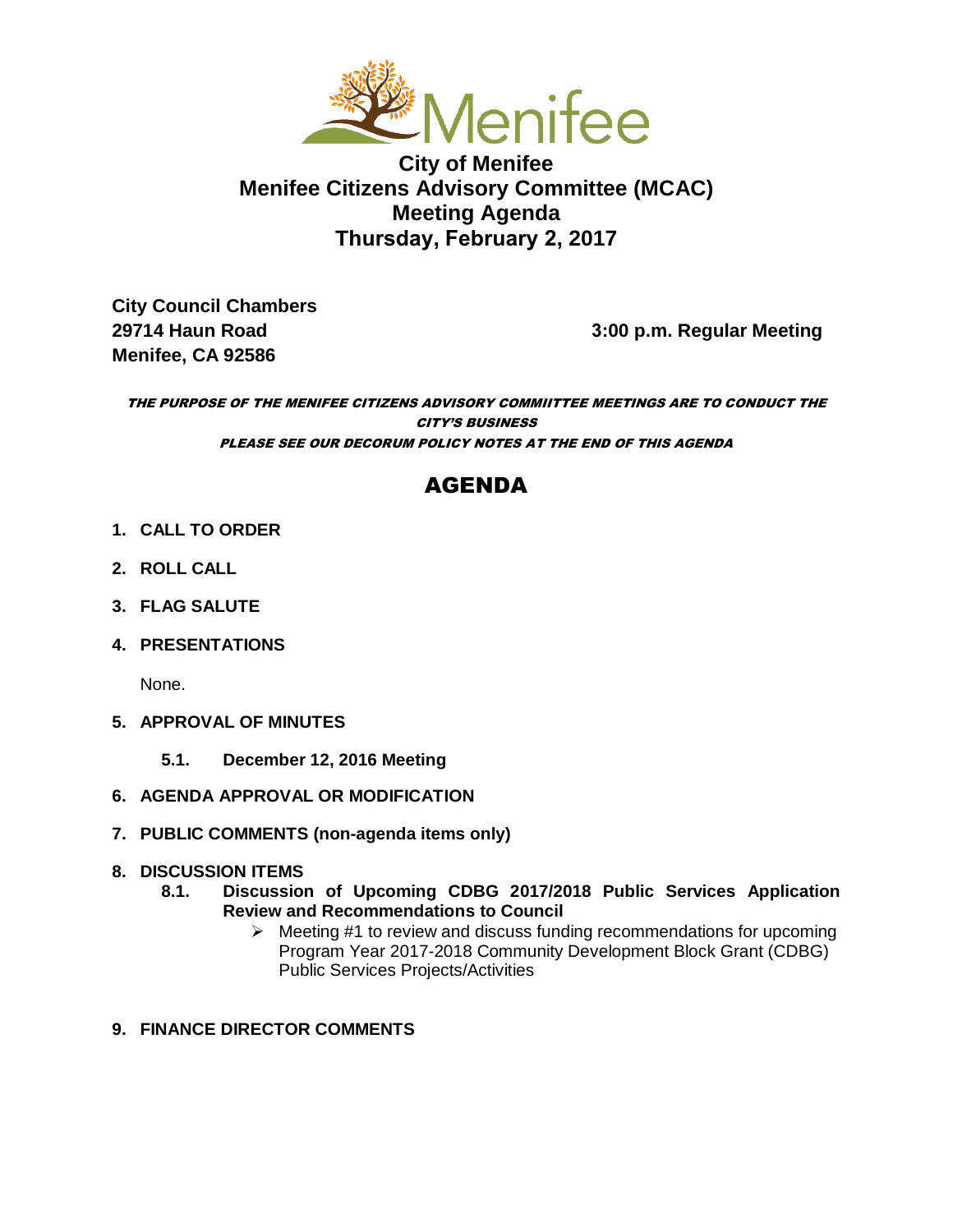# City of Menifee
# Menifee Citizens Advisory Committee (MCAC)
# Meeting Agenda
# Thursday, February 2, 2017

**City Council Chambers**
**29714 Haun Road**
**Menifee, CA 92586**

**3:00 p.m. Regular Meeting**

***THE PURPOSE OF THE MENIFEE CITIZENS ADVISORY COMMIITTEE MEETINGS ARE TO CONDUCT THE CITY'S BUSINESS***

***PLEASE SEE OUR DECORUM POLICY NOTES AT THE END OF THIS AGENDA***

## AGENDA

1. **CALL TO ORDER**

2. **ROLL CALL**

3. **FLAG SALUTE**

4. **PRESENTATIONS**

   None.

5. **APPROVAL OF MINUTES**

   **5.1. December 12, 2016 Meeting**

6. **AGENDA APPROVAL OR MODIFICATION**

7. **PUBLIC COMMENTS (non-agenda items only)**

8. **DISCUSSION ITEMS**

   **8.1. Discussion of Upcoming CDBG 2017/2018 Public Services Application Review and Recommendations to Council**

   - Meeting #1 to review and discuss funding recommendations for upcoming Program Year 2017-2018 Community Development Block Grant (CDBG) Public Services Projects/Activities

9. **FINANCE DIRECTOR COMMENTS**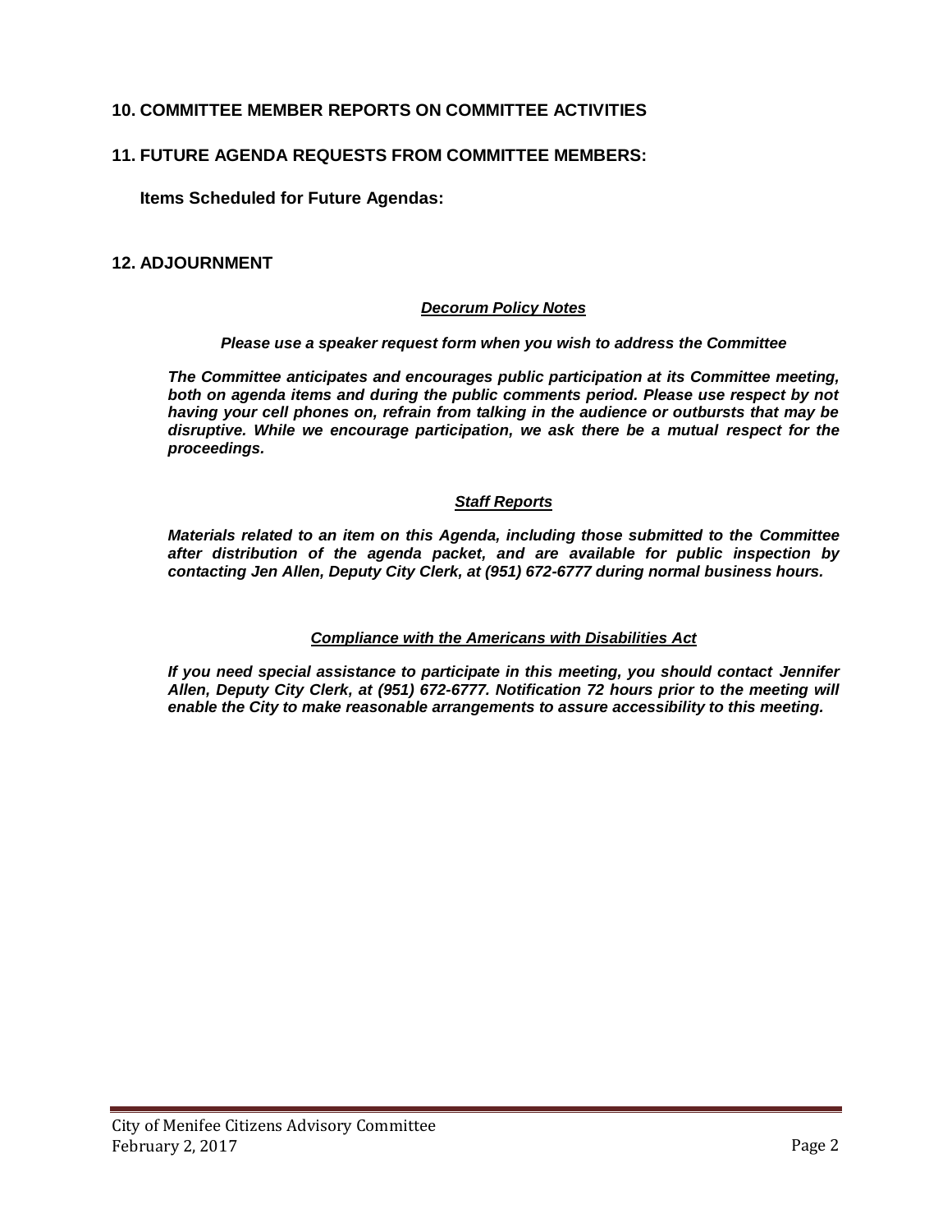## 10. COMMITTEE MEMBER REPORTS ON COMMITTEE ACTIVITIES

## 11. FUTURE AGENDA REQUESTS FROM COMMITTEE MEMBERS:

**Items Scheduled for Future Agendas:**

## 12. ADJOURNMENT

***Decorum Policy Notes***

***Please use a speaker request form when you wish to address the Committee***

***The Committee anticipates and encourages public participation at its Committee meeting, both on agenda items and during the public comments period. Please use respect by not having your cell phones on, refrain from talking in the audience or outbursts that may be disruptive. While we encourage participation, we ask there be a mutual respect for the proceedings.***

***Staff Reports***

***Materials related to an item on this Agenda, including those submitted to the Committee after distribution of the agenda packet, and are available for public inspection by contacting Jen Allen, Deputy City Clerk, at (951) 672-6777 during normal business hours.***

***Compliance with the Americans with Disabilities Act***

***If you need special assistance to participate in this meeting, you should contact Jennifer Allen, Deputy City Clerk, at (951) 672-6777. Notification 72 hours prior to the meeting will enable the City to make reasonable arrangements to assure accessibility to this meeting.***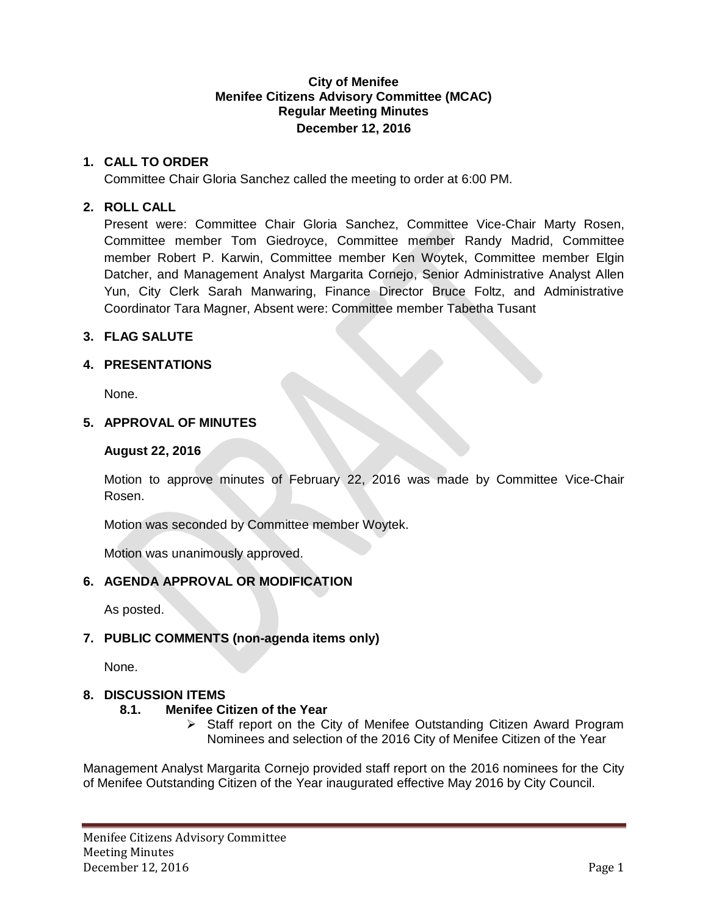**City of Menifee**
**Menifee Citizens Advisory Committee (MCAC)**
**Regular Meeting Minutes**
**December 12, 2016**

## 1. CALL TO ORDER

Committee Chair Gloria Sanchez called the meeting to order at 6:00 PM.

## 2. ROLL CALL

Present were: Committee Chair Gloria Sanchez, Committee Vice-Chair Marty Rosen, Committee member Tom Giedroyce, Committee member Randy Madrid, Committee member Robert P. Karwin, Committee member Ken Woytek, Committee member Elgin Datcher, and Management Analyst Margarita Cornejo, Senior Administrative Analyst Allen Yun, City Clerk Sarah Manwaring, Finance Director Bruce Foltz, and Administrative Coordinator Tara Magner, Absent were: Committee member Tabetha Tusant

## 3. FLAG SALUTE

## 4. PRESENTATIONS

None.

## 5. APPROVAL OF MINUTES

**August 22, 2016**

Motion to approve minutes of February 22, 2016 was made by Committee Vice-Chair Rosen.

Motion was seconded by Committee member Woytek.

Motion was unanimously approved.

## 6. AGENDA APPROVAL OR MODIFICATION

As posted.

## 7. PUBLIC COMMENTS (non-agenda items only)

None.

## 8. DISCUSSION ITEMS

### 8.1. Menifee Citizen of the Year

- Staff report on the City of Menifee Outstanding Citizen Award Program Nominees and selection of the 2016 City of Menifee Citizen of the Year

Management Analyst Margarita Cornejo provided staff report on the 2016 nominees for the City of Menifee Outstanding Citizen of the Year inaugurated effective May 2016 by City Council.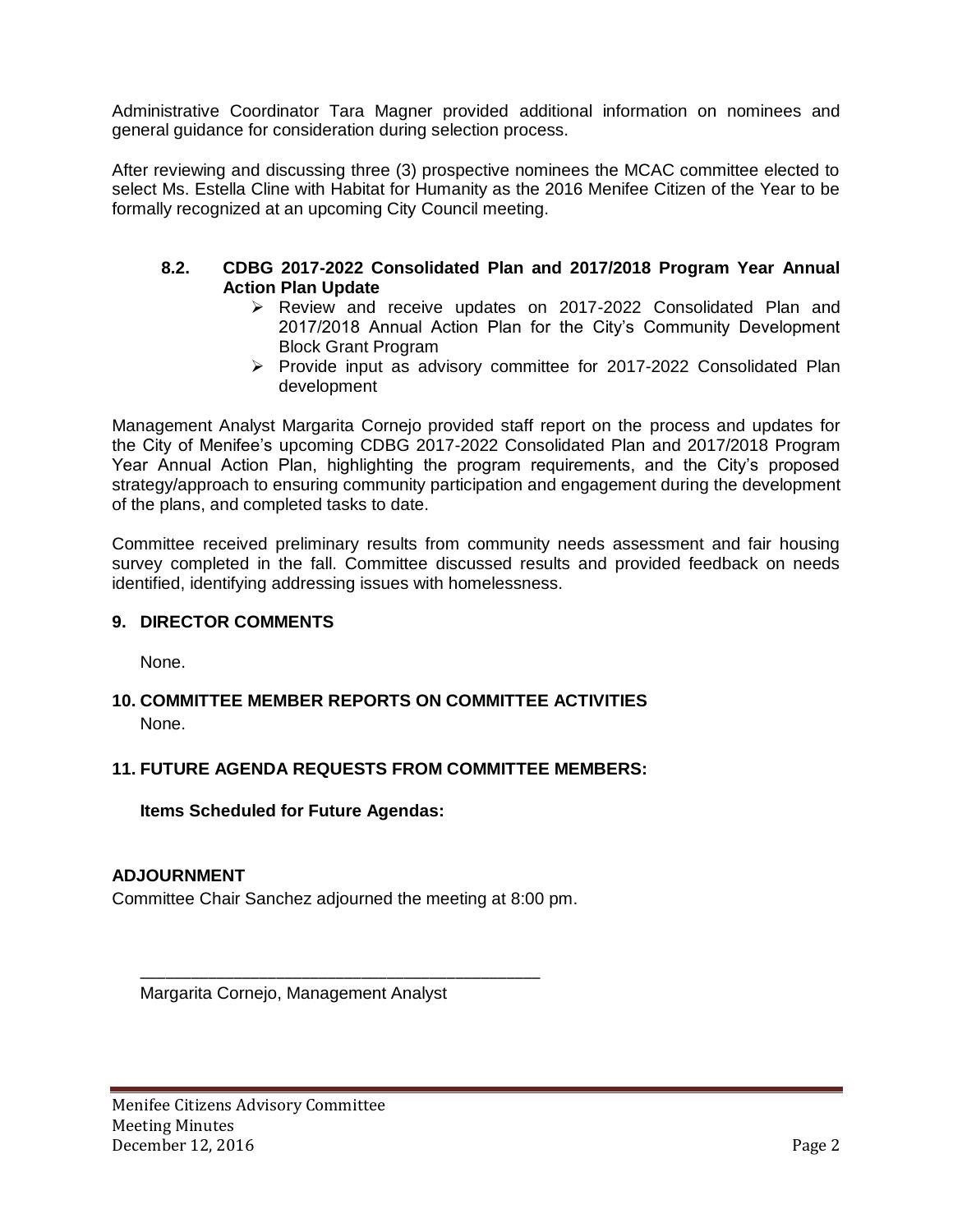Administrative Coordinator Tara Magner provided additional information on nominees and general guidance for consideration during selection process.

After reviewing and discussing three (3) prospective nominees the MCAC committee elected to select Ms. Estella Cline with Habitat for Humanity as the 2016 Menifee Citizen of the Year to be formally recognized at an upcoming City Council meeting.

### 8.2. CDBG 2017-2022 Consolidated Plan and 2017/2018 Program Year Annual Action Plan Update

- Review and receive updates on 2017-2022 Consolidated Plan and 2017/2018 Annual Action Plan for the City's Community Development Block Grant Program
- Provide input as advisory committee for 2017-2022 Consolidated Plan development

Management Analyst Margarita Cornejo provided staff report on the process and updates for the City of Menifee's upcoming CDBG 2017-2022 Consolidated Plan and 2017/2018 Program Year Annual Action Plan, highlighting the program requirements, and the City's proposed strategy/approach to ensuring community participation and engagement during the development of the plans, and completed tasks to date.

Committee received preliminary results from community needs assessment and fair housing survey completed in the fall. Committee discussed results and provided feedback on needs identified, identifying addressing issues with homelessness.

## 9. DIRECTOR COMMENTS

None.

## 10. COMMITTEE MEMBER REPORTS ON COMMITTEE ACTIVITIES

None.

## 11. FUTURE AGENDA REQUESTS FROM COMMITTEE MEMBERS:

**Items Scheduled for Future Agendas:**

## ADJOURNMENT

Committee Chair Sanchez adjourned the meeting at 8:00 pm.

\_\_\_\_\_\_\_\_\_\_\_\_\_\_\_\_\_\_\_\_\_\_\_\_\_\_\_\_\_\_\_\_\_\_\_\_\_\_\_\_

Margarita Cornejo, Management Analyst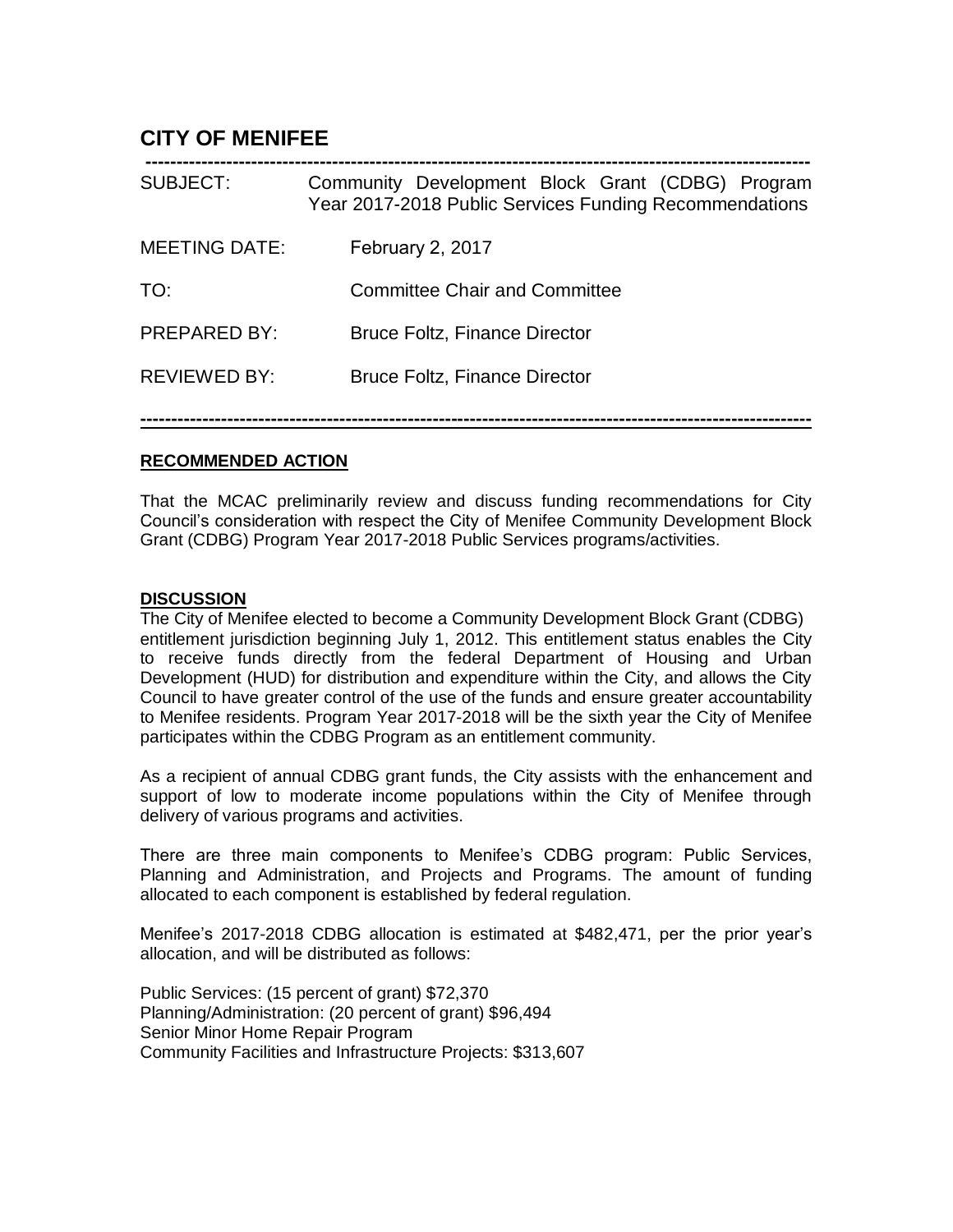# CITY OF MENIFEE

---

| | |
|---|---|
| SUBJECT: | Community Development Block Grant (CDBG) Program Year 2017-2018 Public Services Funding Recommendations |
| MEETING DATE: | February 2, 2017 |
| TO: | Committee Chair and Committee |
| PREPARED BY: | Bruce Foltz, Finance Director |
| REVIEWED BY: | Bruce Foltz, Finance Director |

---

**RECOMMENDED ACTION**

That the MCAC preliminarily review and discuss funding recommendations for City Council's consideration with respect the City of Menifee Community Development Block Grant (CDBG) Program Year 2017-2018 Public Services programs/activities.

**DISCUSSION**

The City of Menifee elected to become a Community Development Block Grant (CDBG) entitlement jurisdiction beginning July 1, 2012. This entitlement status enables the City to receive funds directly from the federal Department of Housing and Urban Development (HUD) for distribution and expenditure within the City, and allows the City Council to have greater control of the use of the funds and ensure greater accountability to Menifee residents. Program Year 2017-2018 will be the sixth year the City of Menifee participates within the CDBG Program as an entitlement community.

As a recipient of annual CDBG grant funds, the City assists with the enhancement and support of low to moderate income populations within the City of Menifee through delivery of various programs and activities.

There are three main components to Menifee's CDBG program: Public Services, Planning and Administration, and Projects and Programs. The amount of funding allocated to each component is established by federal regulation.

Menifee's 2017-2018 CDBG allocation is estimated at $482,471, per the prior year's allocation, and will be distributed as follows:

Public Services: (15 percent of grant) $72,370
Planning/Administration: (20 percent of grant) $96,494
Senior Minor Home Repair Program
Community Facilities and Infrastructure Projects: $313,607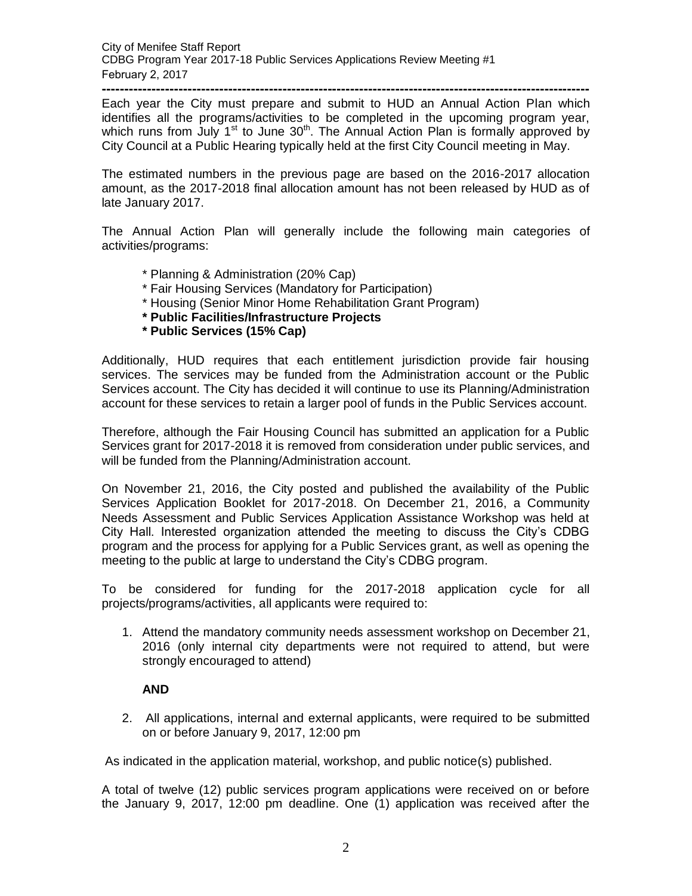Each year the City must prepare and submit to HUD an Annual Action Plan which identifies all the programs/activities to be completed in the upcoming program year, which runs from July 1st to June 30th. The Annual Action Plan is formally approved by City Council at a Public Hearing typically held at the first City Council meeting in May.

The estimated numbers in the previous page are based on the 2016-2017 allocation amount, as the 2017-2018 final allocation amount has not been released by HUD as of late January 2017.

The Annual Action Plan will generally include the following main categories of activities/programs:

* Planning & Administration (20% Cap)
* Fair Housing Services (Mandatory for Participation)
* Housing (Senior Minor Home Rehabilitation Grant Program)
* **Public Facilities/Infrastructure Projects**
* **Public Services (15% Cap)**

Additionally, HUD requires that each entitlement jurisdiction provide fair housing services. The services may be funded from the Administration account or the Public Services account. The City has decided it will continue to use its Planning/Administration account for these services to retain a larger pool of funds in the Public Services account.

Therefore, although the Fair Housing Council has submitted an application for a Public Services grant for 2017-2018 it is removed from consideration under public services, and will be funded from the Planning/Administration account.

On November 21, 2016, the City posted and published the availability of the Public Services Application Booklet for 2017-2018. On December 21, 2016, a Community Needs Assessment and Public Services Application Assistance Workshop was held at City Hall. Interested organization attended the meeting to discuss the City's CDBG program and the process for applying for a Public Services grant, as well as opening the meeting to the public at large to understand the City's CDBG program.

To be considered for funding for the 2017-2018 application cycle for all projects/programs/activities, all applicants were required to:

1. Attend the mandatory community needs assessment workshop on December 21, 2016 (only internal city departments were not required to attend, but were strongly encouraged to attend)

   **AND**

2. All applications, internal and external applicants, were required to be submitted on or before January 9, 2017, 12:00 pm

As indicated in the application material, workshop, and public notice(s) published.

A total of twelve (12) public services program applications were received on or before the January 9, 2017, 12:00 pm deadline. One (1) application was received after the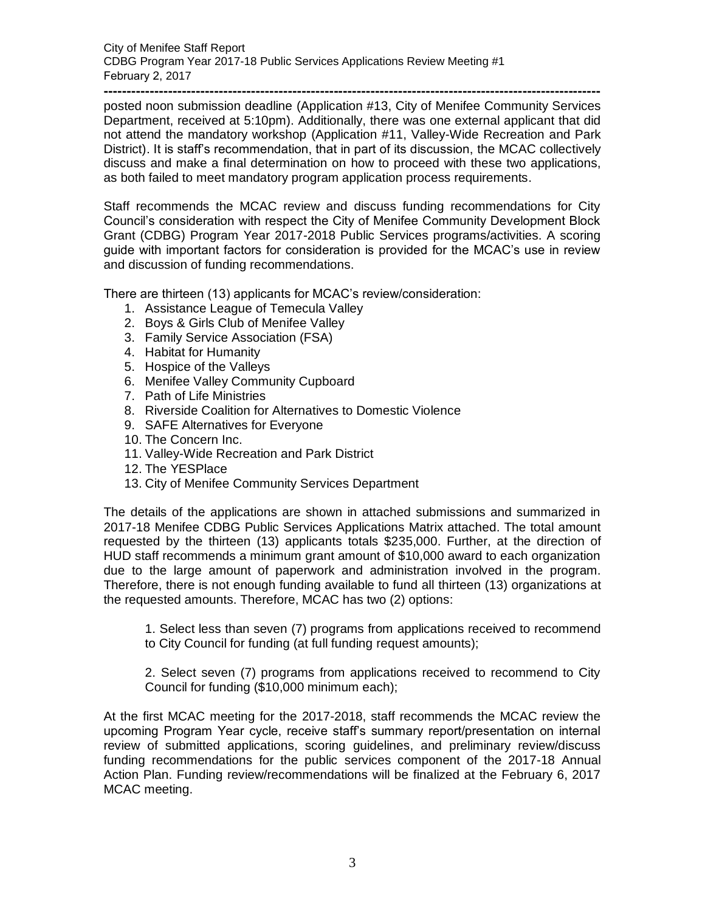posted noon submission deadline (Application #13, City of Menifee Community Services Department, received at 5:10pm). Additionally, there was one external applicant that did not attend the mandatory workshop (Application #11, Valley-Wide Recreation and Park District). It is staff's recommendation, that in part of its discussion, the MCAC collectively discuss and make a final determination on how to proceed with these two applications, as both failed to meet mandatory program application process requirements.

Staff recommends the MCAC review and discuss funding recommendations for City Council's consideration with respect the City of Menifee Community Development Block Grant (CDBG) Program Year 2017-2018 Public Services programs/activities. A scoring guide with important factors for consideration is provided for the MCAC's use in review and discussion of funding recommendations.

There are thirteen (13) applicants for MCAC's review/consideration:

1. Assistance League of Temecula Valley
2. Boys & Girls Club of Menifee Valley
3. Family Service Association (FSA)
4. Habitat for Humanity
5. Hospice of the Valleys
6. Menifee Valley Community Cupboard
7. Path of Life Ministries
8. Riverside Coalition for Alternatives to Domestic Violence
9. SAFE Alternatives for Everyone
10. The Concern Inc.
11. Valley-Wide Recreation and Park District
12. The YESPlace
13. City of Menifee Community Services Department

The details of the applications are shown in attached submissions and summarized in 2017-18 Menifee CDBG Public Services Applications Matrix attached. The total amount requested by the thirteen (13) applicants totals $235,000. Further, at the direction of HUD staff recommends a minimum grant amount of $10,000 award to each organization due to the large amount of paperwork and administration involved in the program. Therefore, there is not enough funding available to fund all thirteen (13) organizations at the requested amounts. Therefore, MCAC has two (2) options:

> 1. Select less than seven (7) programs from applications received to recommend to City Council for funding (at full funding request amounts);
>
> 2. Select seven (7) programs from applications received to recommend to City Council for funding ($10,000 minimum each);

At the first MCAC meeting for the 2017-2018, staff recommends the MCAC review the upcoming Program Year cycle, receive staff's summary report/presentation on internal review of submitted applications, scoring guidelines, and preliminary review/discuss funding recommendations for the public services component of the 2017-18 Annual Action Plan. Funding review/recommendations will be finalized at the February 6, 2017 MCAC meeting.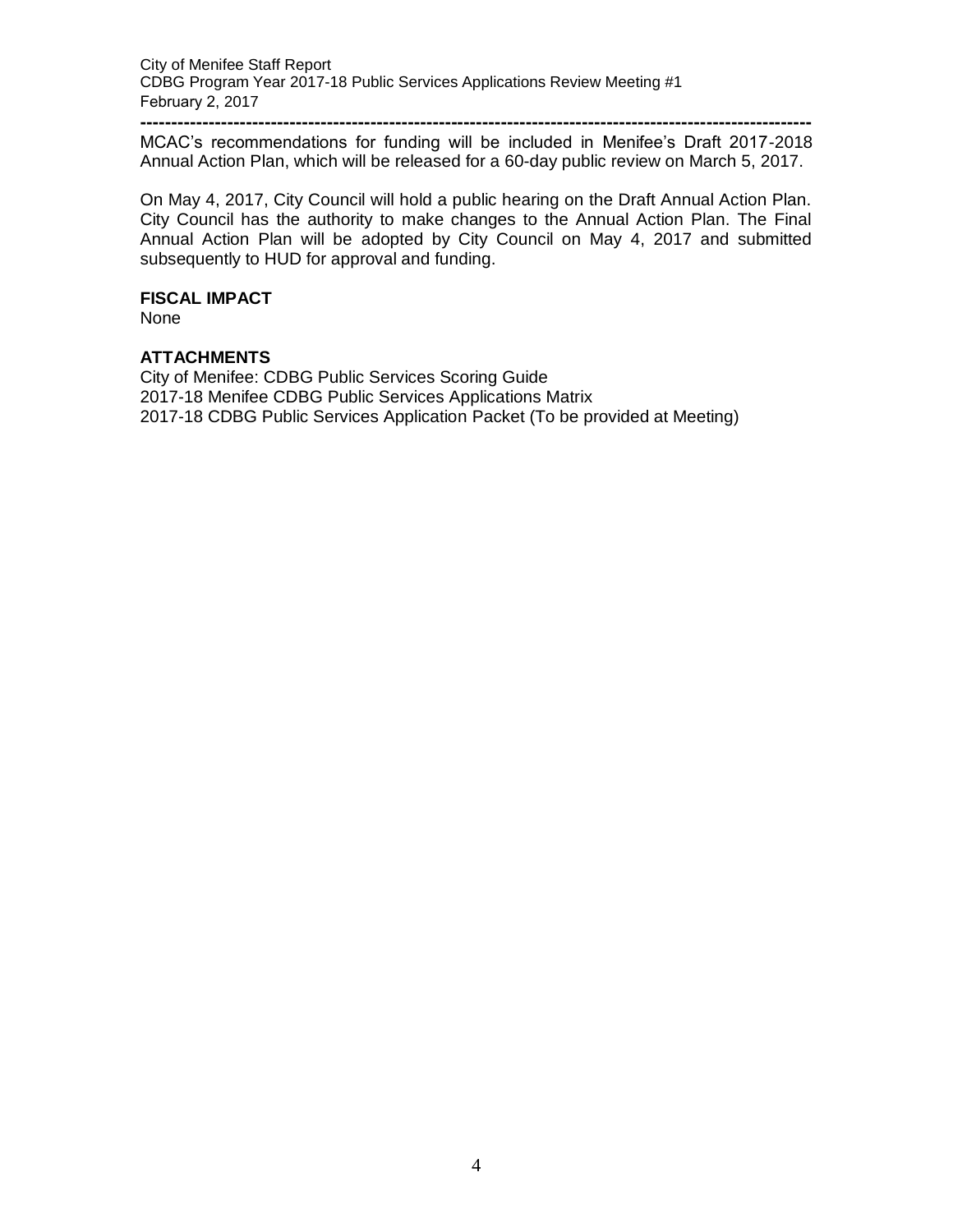MCAC's recommendations for funding will be included in Menifee's Draft 2017-2018 Annual Action Plan, which will be released for a 60-day public review on March 5, 2017.

On May 4, 2017, City Council will hold a public hearing on the Draft Annual Action Plan. City Council has the authority to make changes to the Annual Action Plan. The Final Annual Action Plan will be adopted by City Council on May 4, 2017 and submitted subsequently to HUD for approval and funding.

**FISCAL IMPACT**

None

**ATTACHMENTS**

City of Menifee: CDBG Public Services Scoring Guide
2017-18 Menifee CDBG Public Services Applications Matrix
2017-18 CDBG Public Services Application Packet (To be provided at Meeting)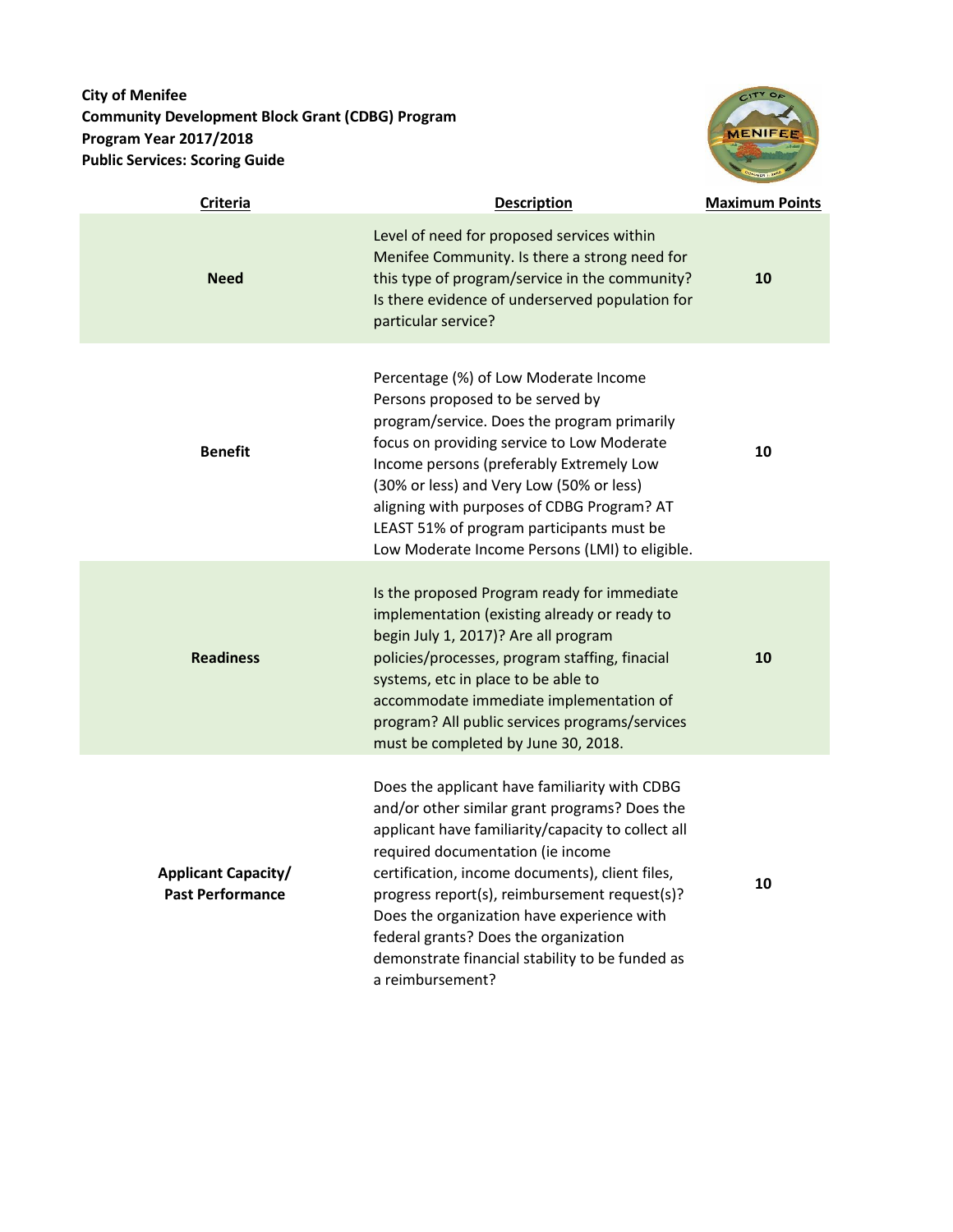**City of Menifee**
**Community Development Block Grant (CDBG) Program**
**Program Year 2017/2018**
**Public Services: Scoring Guide**

| Criteria | Description | Maximum Points |
|---|---|---|
| **Need** | Level of need for proposed services within Menifee Community. Is there a strong need for this type of program/service in the community? Is there evidence of underserved population for particular service? | **10** |
| **Benefit** | Percentage (%) of Low Moderate Income Persons proposed to be served by program/service. Does the program primarily focus on providing service to Low Moderate Income persons (preferably Extremely Low (30% or less) and Very Low (50% or less) aligning with purposes of CDBG Program? AT LEAST 51% of program participants must be Low Moderate Income Persons (LMI) to eligible. | **10** |
| **Readiness** | Is the proposed Program ready for immediate implementation (existing already or ready to begin July 1, 2017)? Are all program policies/processes, program staffing, finacial systems, etc in place to be able to accommodate immediate implementation of program? All public services programs/services must be completed by June 30, 2018. | **10** |
| **Applicant Capacity/ Past Performance** | Does the applicant have familiarity with CDBG and/or other similar grant programs? Does the applicant have familiarity/capacity to collect all required documentation (ie income certification, income documents), client files, progress report(s), reimbursement request(s)? Does the organization have experience with federal grants? Does the organization demonstrate financial stability to be funded as a reimbursement? | **10** |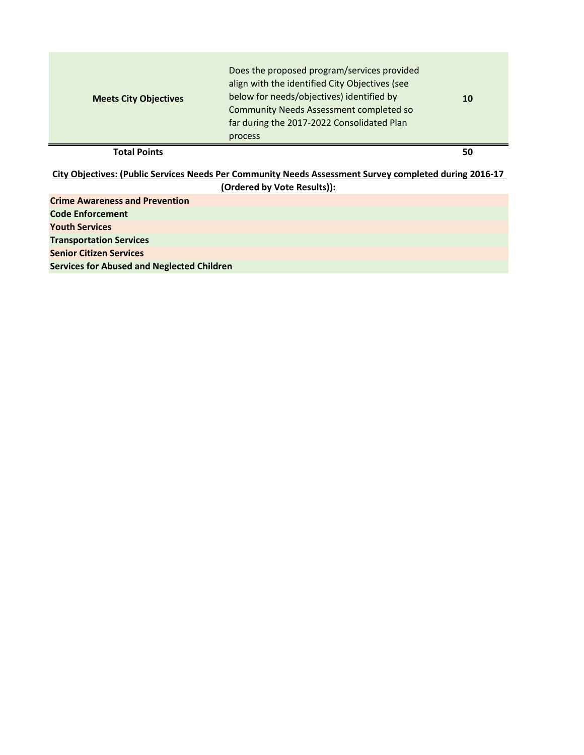| | | |
|---|---|---|
| **Meets City Objectives** | Does the proposed program/services provided align with the identified City Objectives (see below for needs/objectives) identified by Community Needs Assessment completed so far during the 2017-2022 Consolidated Plan process | **10** |
| **Total Points** | | **50** |

**City Objectives: (Public Services Needs Per Community Needs Assessment Survey completed during 2016-17 (Ordered by Vote Results)):**

**Crime Awareness and Prevention**
**Code Enforcement**
**Youth Services**
**Transportation Services**
**Senior Citizen Services**
**Services for Abused and Neglected Children**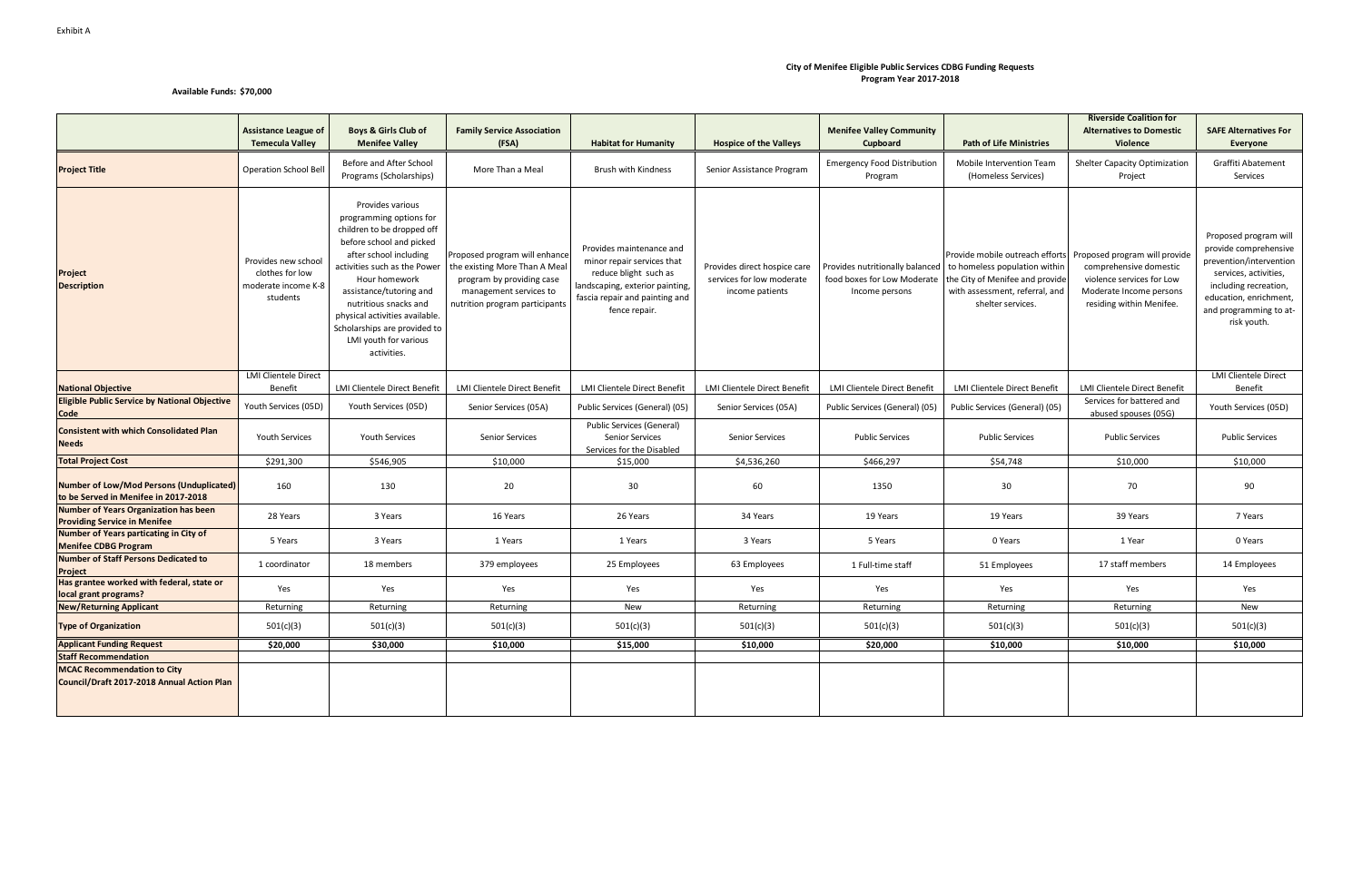Exhibit A

**City of Menifee Eligible Public Services CDBG Funding Requests**
**Program Year 2017-2018**

**Available Funds: $70,000**

| | Assistance League of Temecula Valley | Boys & Girls Club of Menifee Valley | Family Service Association (FSA) | Habitat for Humanity | Hospice of the Valleys | Menifee Valley Community Cupboard | Path of Life Ministries | Riverside Coalition for Alternatives to Domestic Violence | SAFE Alternatives For Everyone |
|---|---|---|---|---|---|---|---|---|---|
| **Project Title** | Operation School Bell | Before and After School Programs (Scholarships) | More Than a Meal | Brush with Kindness | Senior Assistance Program | Emergency Food Distribution Program | Mobile Intervention Team (Homeless Services) | Shelter Capacity Optimization Project | Graffiti Abatement Services |
| **Project Description** | Provides new school clothes for low moderate income K-8 students | Provides various programming options for children to be dropped off before school and picked after school including activities such as the Power Hour homework assistance/tutoring and nutritious snacks and physical activities available. Scholarships are provided to LMI youth for various activities. | Proposed program will enhance the existing More Than A Meal program by providing case management services to nutrition program participants | Provides maintenance and minor repair services that reduce blight such as landscaping, exterior painting, fascia repair and painting and fence repair. | Provides direct hospice care services for low moderate income patients | Provides nutritionally balanced food boxes for Low Moderate Income persons | Provide mobile outreach efforts to homeless population within the City of Menifee and provide with assessment, referral, and shelter services. | Proposed program will provide comprehensive domestic violence services for Low Moderate Income persons residing within Menifee. | Proposed program will provide comprehensive prevention/intervention services, activities, including recreation, education, enrichment, and programming to at-risk youth. |
| **National Objective** | LMI Clientele Direct Benefit | LMI Clientele Direct Benefit | LMI Clientele Direct Benefit | LMI Clientele Direct Benefit | LMI Clientele Direct Benefit | LMI Clientele Direct Benefit | LMI Clientele Direct Benefit | LMI Clientele Direct Benefit | LMI Clientele Direct Benefit |
| **Eligible Public Service by National Objective Code** | Youth Services (05D) | Youth Services (05D) | Senior Services (05A) | Public Services (General) (05) | Senior Services (05A) | Public Services (General) (05) | Public Services (General) (05) | Services for battered and abused spouses (05G) | Youth Services (05D) |
| **Consistent with which Consolidated Plan Needs** | Youth Services | Youth Services | Senior Services | Public Services (General) Senior Services Services for the Disabled | Senior Services | Public Services | Public Services | Public Services | Public Services |
| **Total Project Cost** | $291,300 | $546,905 | $10,000 | $15,000 | $4,536,260 | $466,297 | $54,748 | $10,000 | $10,000 |
| **Number of Low/Mod Persons (Unduplicated) to be Served in Menifee in 2017-2018** | 160 | 130 | 20 | 30 | 60 | 1350 | 30 | 70 | 90 |
| **Number of Years Organization has been Providing Service in Menifee** | 28 Years | 3 Years | 16 Years | 26 Years | 34 Years | 19 Years | 19 Years | 39 Years | 7 Years |
| **Number of Years particating in City of Menifee CDBG Program** | 5 Years | 3 Years | 1 Years | 1 Years | 3 Years | 5 Years | 0 Years | 1 Year | 0 Years |
| **Number of Staff Persons Dedicated to Project** | 1 coordinator | 18 members | 379 employees | 25 Employees | 63 Employees | 1 Full-time staff | 51 Employees | 17 staff members | 14 Employees |
| **Has grantee worked with federal, state or local grant programs?** | Yes | Yes | Yes | Yes | Yes | Yes | Yes | Yes | Yes |
| **New/Returning Applicant** | Returning | Returning | Returning | New | Returning | Returning | Returning | Returning | New |
| **Type of Organization** | 501(c)(3) | 501(c)(3) | 501(c)(3) | 501(c)(3) | 501(c)(3) | 501(c)(3) | 501(c)(3) | 501(c)(3) | 501(c)(3) |
| **Applicant Funding Request** | **$20,000** | **$30,000** | **$10,000** | **$15,000** | **$10,000** | **$20,000** | **$10,000** | **$10,000** | **$10,000** |
| **Staff Recommendation** | | | | | | | | | |
| **MCAC Recommendation to City Council/Draft 2017-2018 Annual Action Plan** | | | | | | | | | |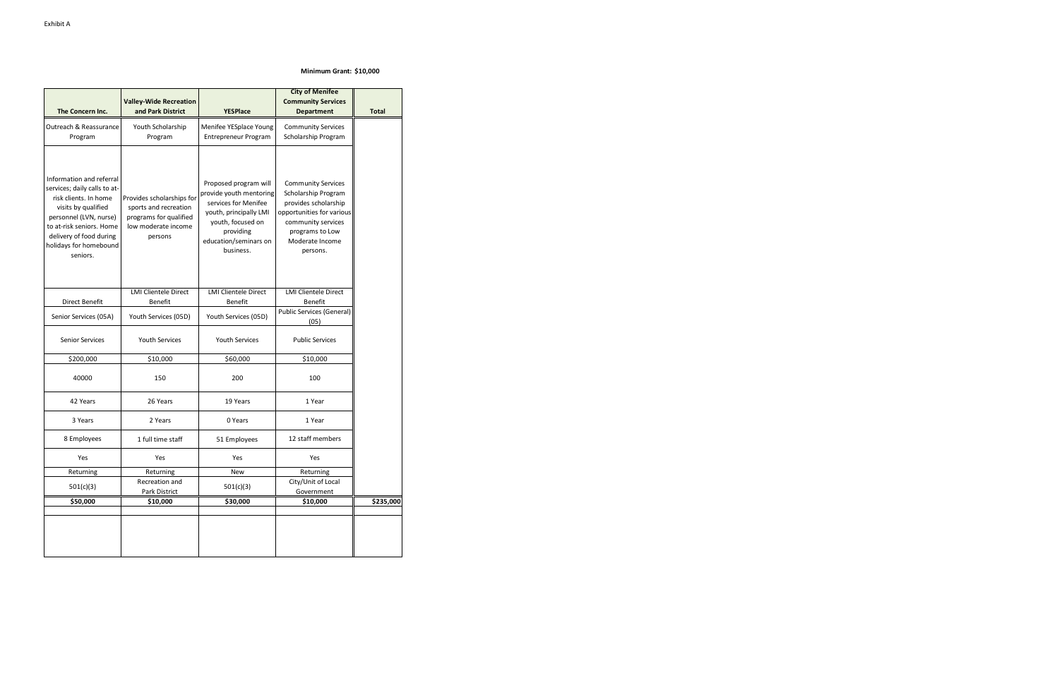Exhibit A

**Minimum Grant: $10,000**

| The Concern Inc. | Valley-Wide Recreation and Park District | YESPlace | City of Menifee Community Services Department | Total |
|---|---|---|---|---|
| Outreach & Reassurance Program | Youth Scholarship Program | Menifee YESplace Young Entrepreneur Program | Community Services Scholarship Program | |
| Information and referral services; daily calls to at-risk clients. In home visits by qualified personnel (LVN, nurse) to at-risk seniors. Home delivery of food during holidays for homebound seniors. | Provides scholarships for sports and recreation programs for qualified low moderate income persons | Proposed program will provide youth mentoring services for Menifee youth, principally LMI youth, focused on providing education/seminars on business. | Community Services Scholarship Program provides scholarship opportunities for various community services programs to Low Moderate Income persons. | |
| Direct Benefit | LMI Clientele Direct Benefit | LMI Clientele Direct Benefit | LMI Clientele Direct Benefit | |
| Senior Services (05A) | Youth Services (05D) | Youth Services (05D) | Public Services (General) (05) | |
| Senior Services | Youth Services | Youth Services | Public Services | |
| $200,000 | $10,000 | $60,000 | $10,000 | |
| 40000 | 150 | 200 | 100 | |
| 42 Years | 26 Years | 19 Years | 1 Year | |
| 3 Years | 2 Years | 0 Years | 1 Year | |
| 8 Employees | 1 full time staff | 51 Employees | 12 staff members | |
| Yes | Yes | Yes | Yes | |
| Returning | Returning | New | Returning | |
| 501(c)(3) | Recreation and Park District | 501(c)(3) | City/Unit of Local Government | |
| **$50,000** | **$10,000** | **$30,000** | **$10,000** | **$235,000** |